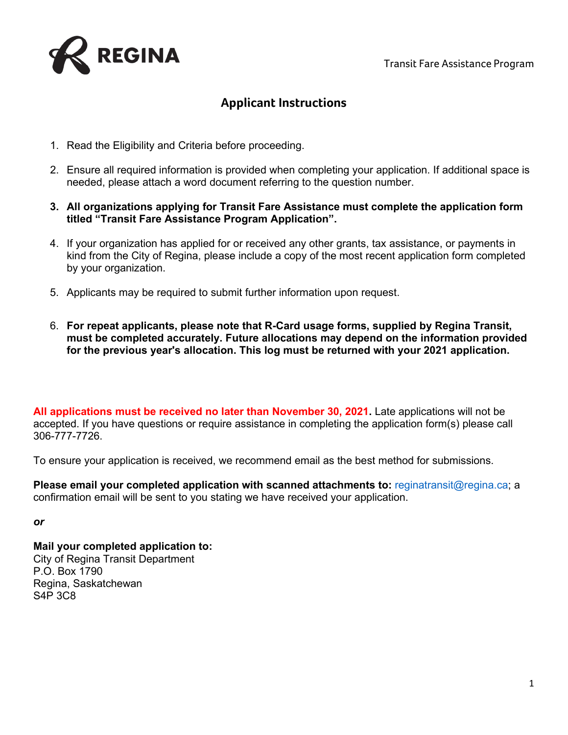REGINA

Transit Fare Assistance Program

## Applicant Instructions

1. Read the Eligibility and Criteria before proceeding.
2. Ensure all required information is provided when completing your application. If additional space is needed, please attach a word document referring to the question number.
3. **All organizations applying for Transit Fare Assistance must complete the application form titled "Transit Fare Assistance Program Application".**
4. If your organization has applied for or received any other grants, tax assistance, or payments in kind from the City of Regina, please include a copy of the most recent application form completed by your organization.
5. Applicants may be required to submit further information upon request.
6. **For repeat applicants, please note that R-Card usage forms, supplied by Regina Transit, must be completed accurately. Future allocations may depend on the information provided for the previous year's allocation. This log must be returned with your 2021 application.**

**All applications must be received no later than November 30, 2021.** Late applications will not be accepted. If you have questions or require assistance in completing the application form(s) please call 306-777-7726.

To ensure your application is received, we recommend email as the best method for submissions.

**Please email your completed application with scanned attachments to:** reginatransit@regina.ca; a confirmation email will be sent to you stating we have received your application.

***or***

**Mail your completed application to:**
City of Regina Transit Department
P.O. Box 1790
Regina, Saskatchewan
S4P 3C8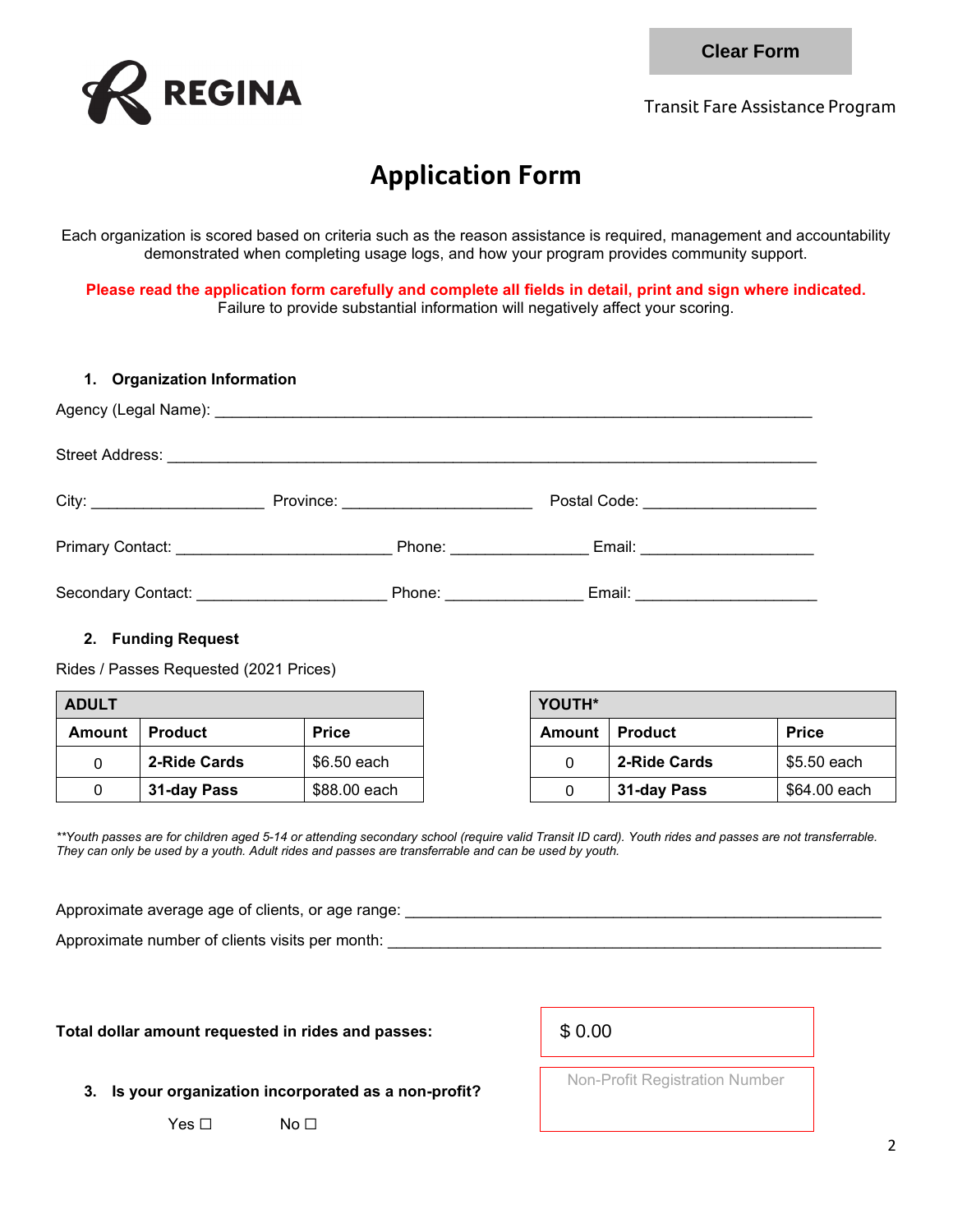REGINA

Clear Form

Transit Fare Assistance Program

# Application Form

Each organization is scored based on criteria such as the reason assistance is required, management and accountability demonstrated when completing usage logs, and how your program provides community support.

**Please read the application form carefully and complete all fields in detail, print and sign where indicated.**
Failure to provide substantial information will negatively affect your scoring.

### 1. Organization Information

Agency (Legal Name): ____________________________________________

Street Address: ____________________________________________

City: ____________________ Province: ______________________ Postal Code: ____________________

Primary Contact: ________________________ Phone: _______________ Email: ____________________

Secondary Contact: _____________________ Phone: _______________ Email: ____________________

### 2. Funding Request

Rides / Passes Requested (2021 Prices)

| ADULT | | |
|---|---|---|
| **Amount** | **Product** | **Price** |
| 0 | **2-Ride Cards** | $6.50 each |
| 0 | **31-day Pass** | $88.00 each |

| YOUTH* | | |
|---|---|---|
| **Amount** | **Product** | **Price** |
| 0 | **2-Ride Cards** | $5.50 each |
| 0 | **31-day Pass** | $64.00 each |

*\*\*Youth passes are for children aged 5-14 or attending secondary school (require valid Transit ID card). Youth rides and passes are not transferrable. They can only be used by a youth. Adult rides and passes are transferrable and can be used by youth.*

Approximate average age of clients, or age range: ____________________________________________

Approximate number of clients visits per month: ____________________________________________

**Total dollar amount requested in rides and passes:** $ 0.00

### 3. Is your organization incorporated as a non-profit?

Yes ☐ No ☐

Non-Profit Registration Number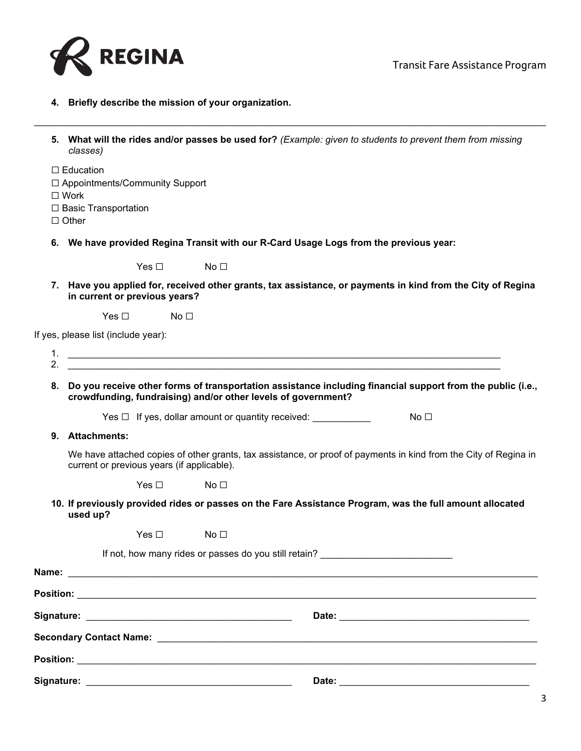4. **Briefly describe the mission of your organization.**

_____________________________________________________________________________________

5. **What will the rides and/or passes be used for?** *(Example: given to students to prevent them from missing classes)*

☐ Education
☐ Appointments/Community Support
☐ Work
☐ Basic Transportation
☐ Other

6. **We have provided Regina Transit with our R-Card Usage Logs from the previous year:**

Yes ☐ No ☐

7. **Have you applied for, received other grants, tax assistance, or payments in kind from the City of Regina in current or previous years?**

Yes ☐ No ☐

If yes, please list (include year):

1. _____________________________________________________________________________
2. _____________________________________________________________________________

8. **Do you receive other forms of transportation assistance including financial support from the public (i.e., crowdfunding, fundraising) and/or other levels of government?**

Yes ☐ If yes, dollar amount or quantity received: ___________ No ☐

9. **Attachments:**

We have attached copies of other grants, tax assistance, or proof of payments in kind from the City of Regina in current or previous years (if applicable).

Yes ☐ No ☐

10. **If previously provided rides or passes on the Fare Assistance Program, was the full amount allocated used up?**

Yes ☐ No ☐

If not, how many rides or passes do you still retain? ________________________

**Name:** _____________________________________________________________________________

**Position:** ___________________________________________________________________________

**Signature:** ______________________________________ **Date:** ___________________________________

**Secondary Contact Name:** ____________________________________________________________

**Position:** ___________________________________________________________________________

**Signature:** ______________________________________ **Date:** ___________________________________